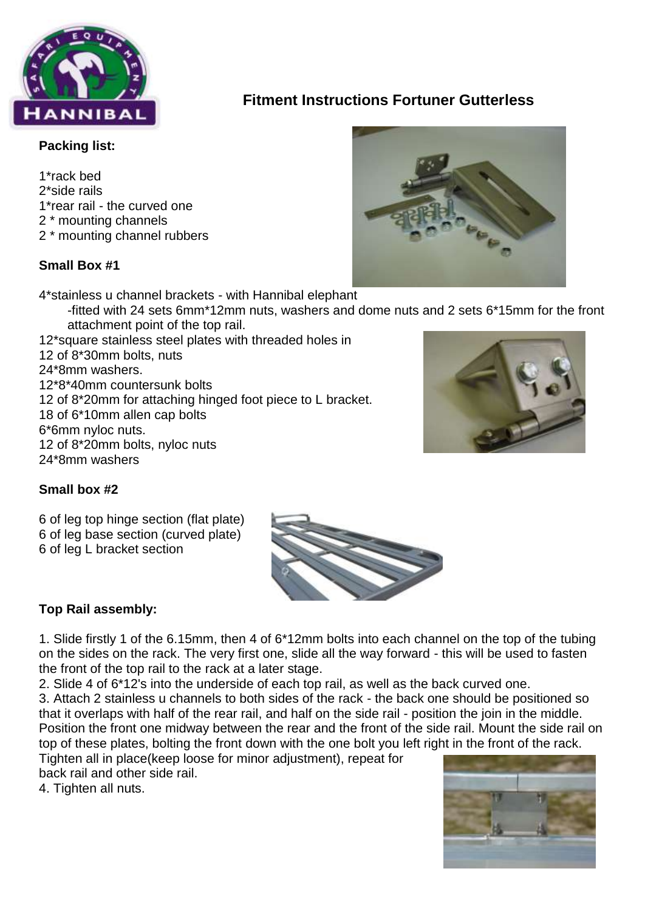# Fitment Instructions Fortuner Gutterless

**Packing list:**

1*rack bed
2*side rails
1*rear rail - the curved one
2 * mounting channels
2 * mounting channel rubbers

**Small Box #1**

4*stainless u channel brackets - with Hannibal elephant
-fitted with 24 sets 6mm*12mm nuts, washers and dome nuts and 2 sets 6*15mm for the front attachment point of the top rail.
12*square stainless steel plates with threaded holes in
12 of 8*30mm bolts, nuts
24*8mm washers.
12*8*40mm countersunk bolts
12 of 8*20mm for attaching hinged foot piece to L bracket.
18 of 6*10mm allen cap bolts
6*6mm nyloc nuts.
12 of 8*20mm bolts, nyloc nuts
24*8mm washers

**Small box #2**

6 of leg top hinge section (flat plate)
6 of leg base section (curved plate)
6 of leg L bracket section

**Top Rail assembly:**

1. Slide firstly 1 of the 6.15mm, then 4 of 6*12mm bolts into each channel on the top of the tubing on the sides on the rack. The very first one, slide all the way forward - this will be used to fasten the front of the top rail to the rack at a later stage.
2. Slide 4 of 6*12's into the underside of each top rail, as well as the back curved one.
3. Attach 2 stainless u channels to both sides of the rack - the back one should be positioned so that it overlaps with half of the rear rail, and half on the side rail - position the join in the middle. Position the front one midway between the rear and the front of the side rail. Mount the side rail on top of these plates, bolting the front down with the one bolt you left right in the front of the rack. Tighten all in place(keep loose for minor adjustment), repeat for back rail and other side rail.
4. Tighten all nuts.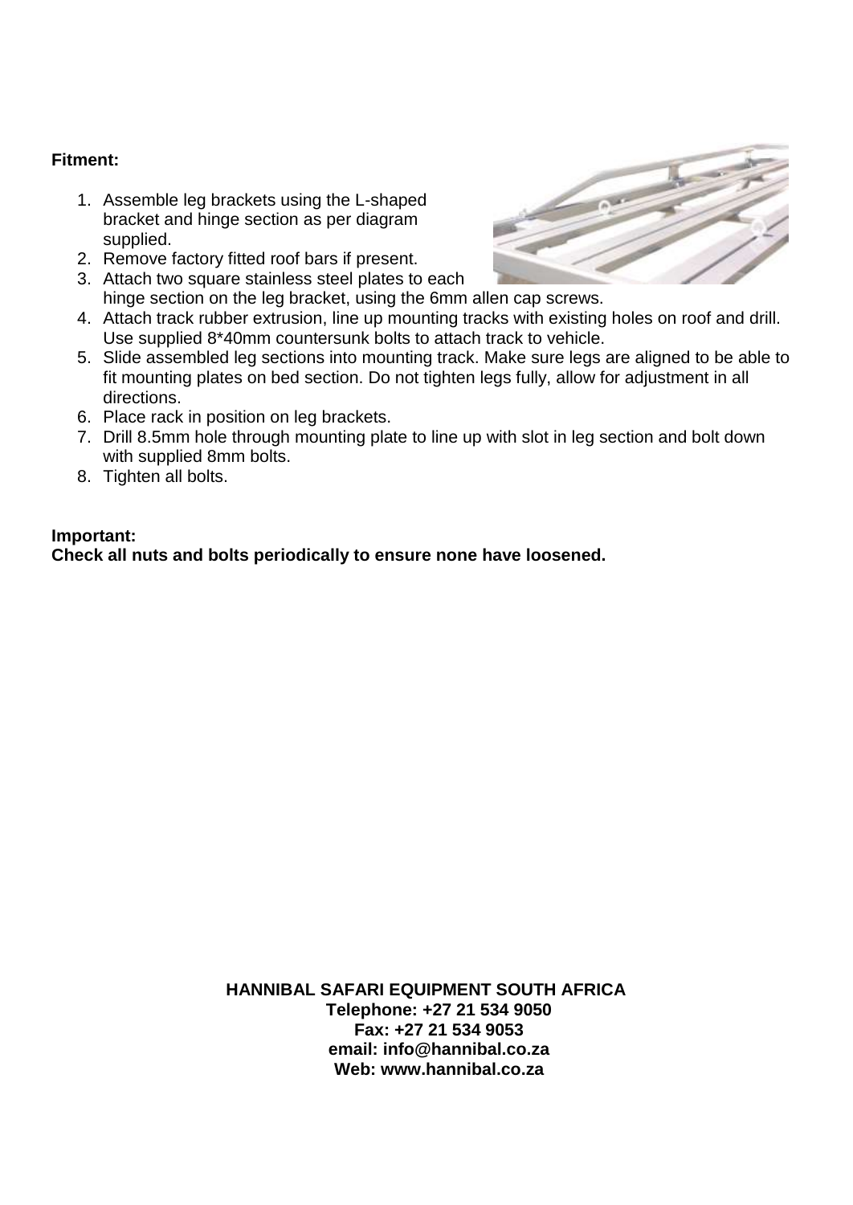**Fitment:**

1. Assemble leg brackets using the L-shaped bracket and hinge section as per diagram supplied.
2. Remove factory fitted roof bars if present.
3. Attach two square stainless steel plates to each hinge section on the leg bracket, using the 6mm allen cap screws.
4. Attach track rubber extrusion, line up mounting tracks with existing holes on roof and drill. Use supplied 8*40mm countersunk bolts to attach track to vehicle.
5. Slide assembled leg sections into mounting track. Make sure legs are aligned to be able to fit mounting plates on bed section. Do not tighten legs fully, allow for adjustment in all directions.
6. Place rack in position on leg brackets.
7. Drill 8.5mm hole through mounting plate to line up with slot in leg section and bolt down with supplied 8mm bolts.
8. Tighten all bolts.

**Important:**
**Check all nuts and bolts periodically to ensure none have loosened.**

**HANNIBAL SAFARI EQUIPMENT SOUTH AFRICA**
**Telephone: +27 21 534 9050**
**Fax: +27 21 534 9053**
**email: info@hannibal.co.za**
**Web: www.hannibal.co.za**